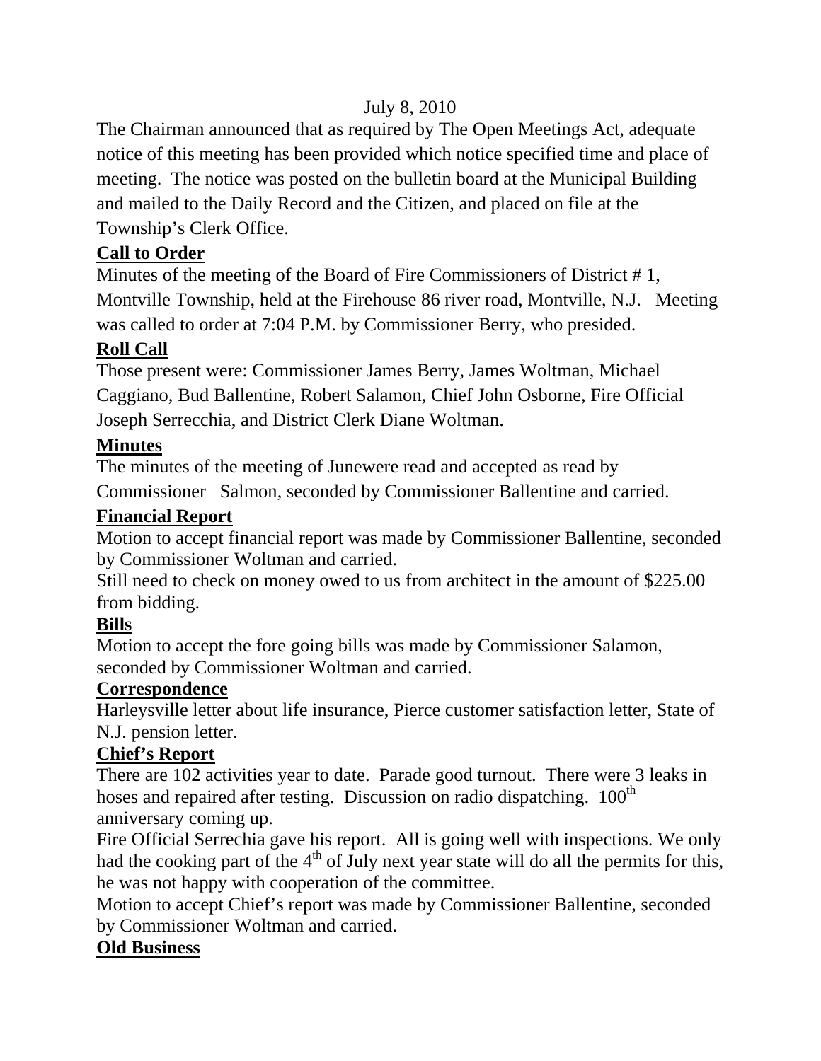July 8, 2010

The Chairman announced that as required by The Open Meetings Act, adequate notice of this meeting has been provided which notice specified time and place of meeting. The notice was posted on the bulletin board at the Municipal Building and mailed to the Daily Record and the Citizen, and placed on file at the Township's Clerk Office.

**Call to Order**

Minutes of the meeting of the Board of Fire Commissioners of District # 1, Montville Township, held at the Firehouse 86 river road, Montville, N.J. Meeting was called to order at 7:04 P.M. by Commissioner Berry, who presided.

**Roll Call**

Those present were: Commissioner James Berry, James Woltman, Michael Caggiano, Bud Ballentine, Robert Salamon, Chief John Osborne, Fire Official Joseph Serrecchia, and District Clerk Diane Woltman.

**Minutes**

The minutes of the meeting of Junewere read and accepted as read by Commissioner Salmon, seconded by Commissioner Ballentine and carried.

**Financial Report**

Motion to accept financial report was made by Commissioner Ballentine, seconded by Commissioner Woltman and carried.

Still need to check on money owed to us from architect in the amount of $225.00 from bidding.

**Bills**

Motion to accept the fore going bills was made by Commissioner Salamon, seconded by Commissioner Woltman and carried.

**Correspondence**

Harleysville letter about life insurance, Pierce customer satisfaction letter, State of N.J. pension letter.

**Chief's Report**

There are 102 activities year to date. Parade good turnout. There were 3 leaks in hoses and repaired after testing. Discussion on radio dispatching. 100th anniversary coming up.

Fire Official Serrechia gave his report. All is going well with inspections. We only had the cooking part of the 4th of July next year state will do all the permits for this, he was not happy with cooperation of the committee.

Motion to accept Chief's report was made by Commissioner Ballentine, seconded by Commissioner Woltman and carried.

**Old Business**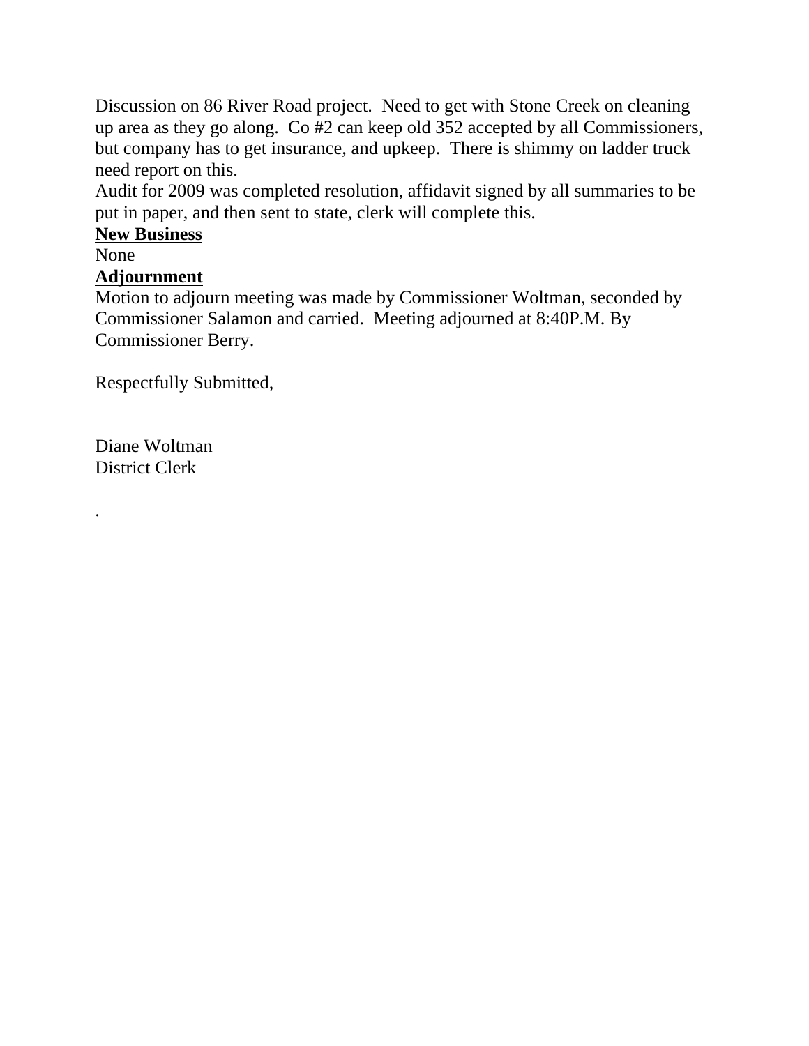Discussion on 86 River Road project. Need to get with Stone Creek on cleaning up area as they go along. Co #2 can keep old 352 accepted by all Commissioners, but company has to get insurance, and upkeep. There is shimmy on ladder truck need report on this.

Audit for 2009 was completed resolution, affidavit signed by all summaries to be put in paper, and then sent to state, clerk will complete this.

**New Business**

None

**Adjournment**

Motion to adjourn meeting was made by Commissioner Woltman, seconded by Commissioner Salamon and carried. Meeting adjourned at 8:40P.M. By Commissioner Berry.

Respectfully Submitted,

Diane Woltman
District Clerk

.